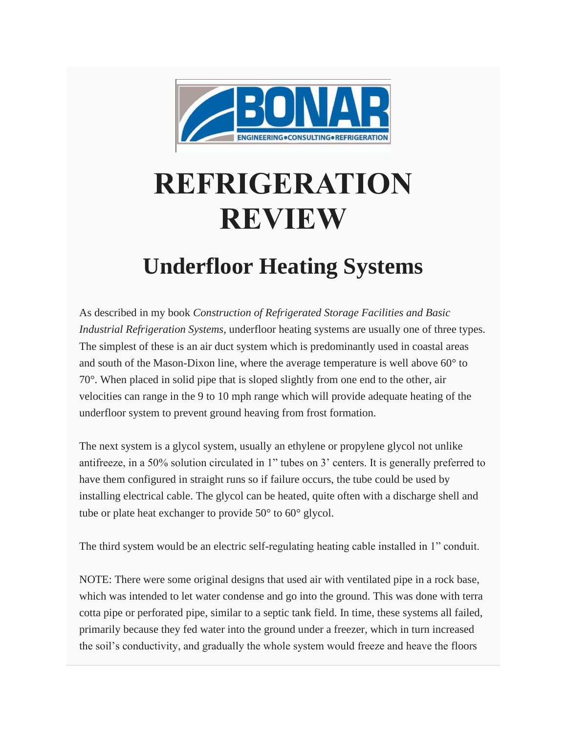# REFRIGERATION REVIEW

## Underfloor Heating Systems

As described in my book *Construction of Refrigerated Storage Facilities and Basic Industrial Refrigeration Systems*, underfloor heating systems are usually one of three types. The simplest of these is an air duct system which is predominantly used in coastal areas and south of the Mason-Dixon line, where the average temperature is well above 60° to 70°. When placed in solid pipe that is sloped slightly from one end to the other, air velocities can range in the 9 to 10 mph range which will provide adequate heating of the underfloor system to prevent ground heaving from frost formation.

The next system is a glycol system, usually an ethylene or propylene glycol not unlike antifreeze, in a 50% solution circulated in 1" tubes on 3' centers. It is generally preferred to have them configured in straight runs so if failure occurs, the tube could be used by installing electrical cable. The glycol can be heated, quite often with a discharge shell and tube or plate heat exchanger to provide 50° to 60° glycol.

The third system would be an electric self-regulating heating cable installed in 1" conduit.

NOTE: There were some original designs that used air with ventilated pipe in a rock base, which was intended to let water condense and go into the ground. This was done with terra cotta pipe or perforated pipe, similar to a septic tank field. In time, these systems all failed, primarily because they fed water into the ground under a freezer, which in turn increased the soil's conductivity, and gradually the whole system would freeze and heave the floors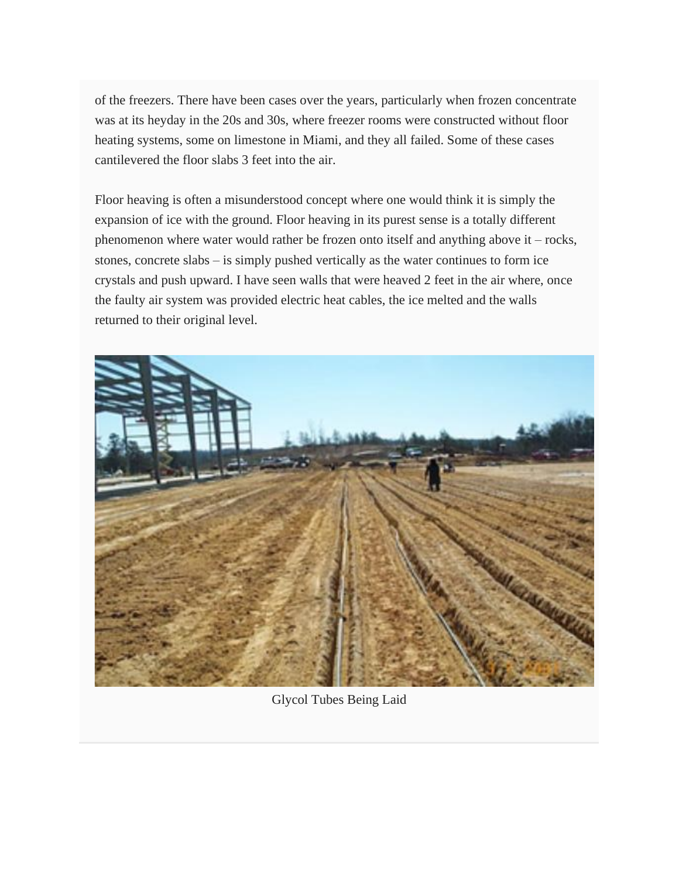of the freezers. There have been cases over the years, particularly when frozen concentrate was at its heyday in the 20s and 30s, where freezer rooms were constructed without floor heating systems, some on limestone in Miami, and they all failed. Some of these cases cantilevered the floor slabs 3 feet into the air.

Floor heaving is often a misunderstood concept where one would think it is simply the expansion of ice with the ground. Floor heaving in its purest sense is a totally different phenomenon where water would rather be frozen onto itself and anything above it – rocks, stones, concrete slabs – is simply pushed vertically as the water continues to form ice crystals and push upward. I have seen walls that were heaved 2 feet in the air where, once the faulty air system was provided electric heat cables, the ice melted and the walls returned to their original level.

Glycol Tubes Being Laid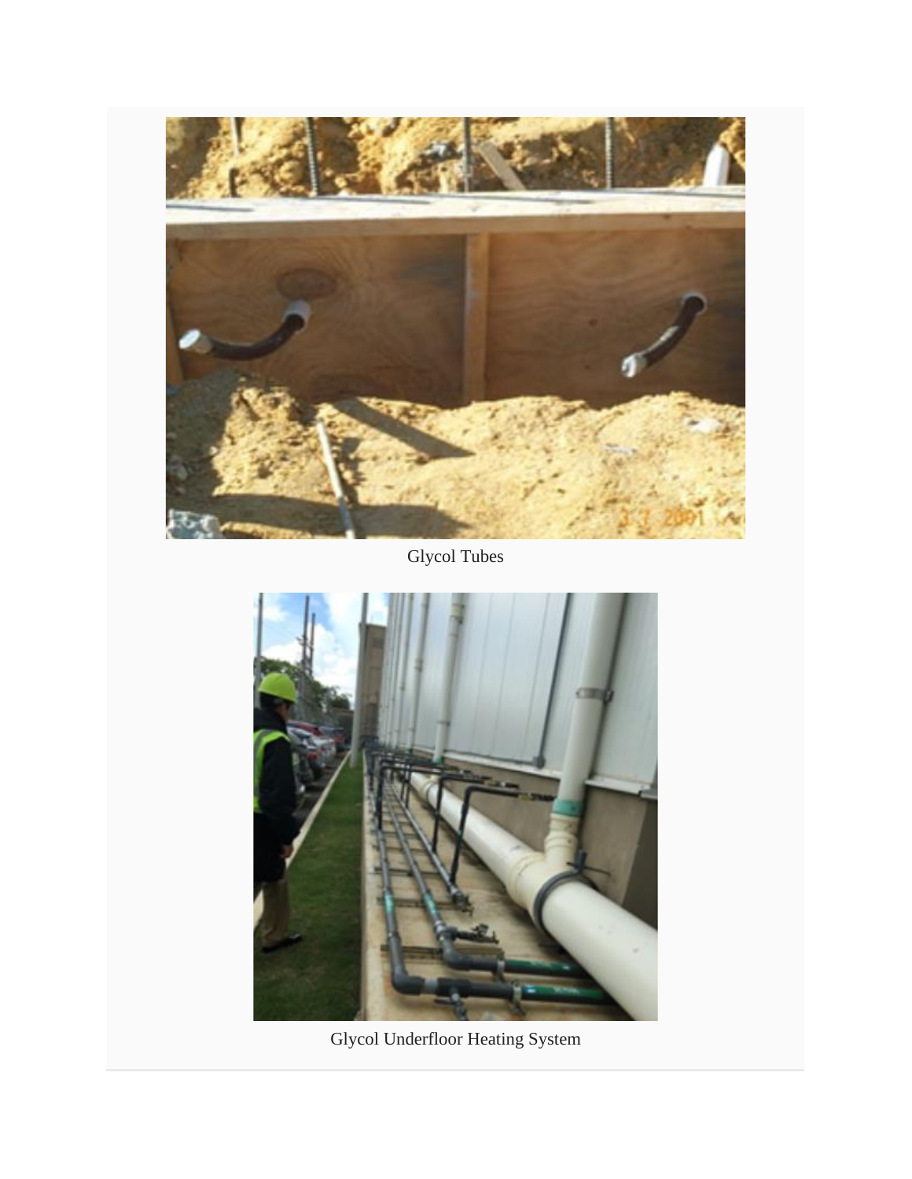Glycol Tubes

Glycol Underfloor Heating System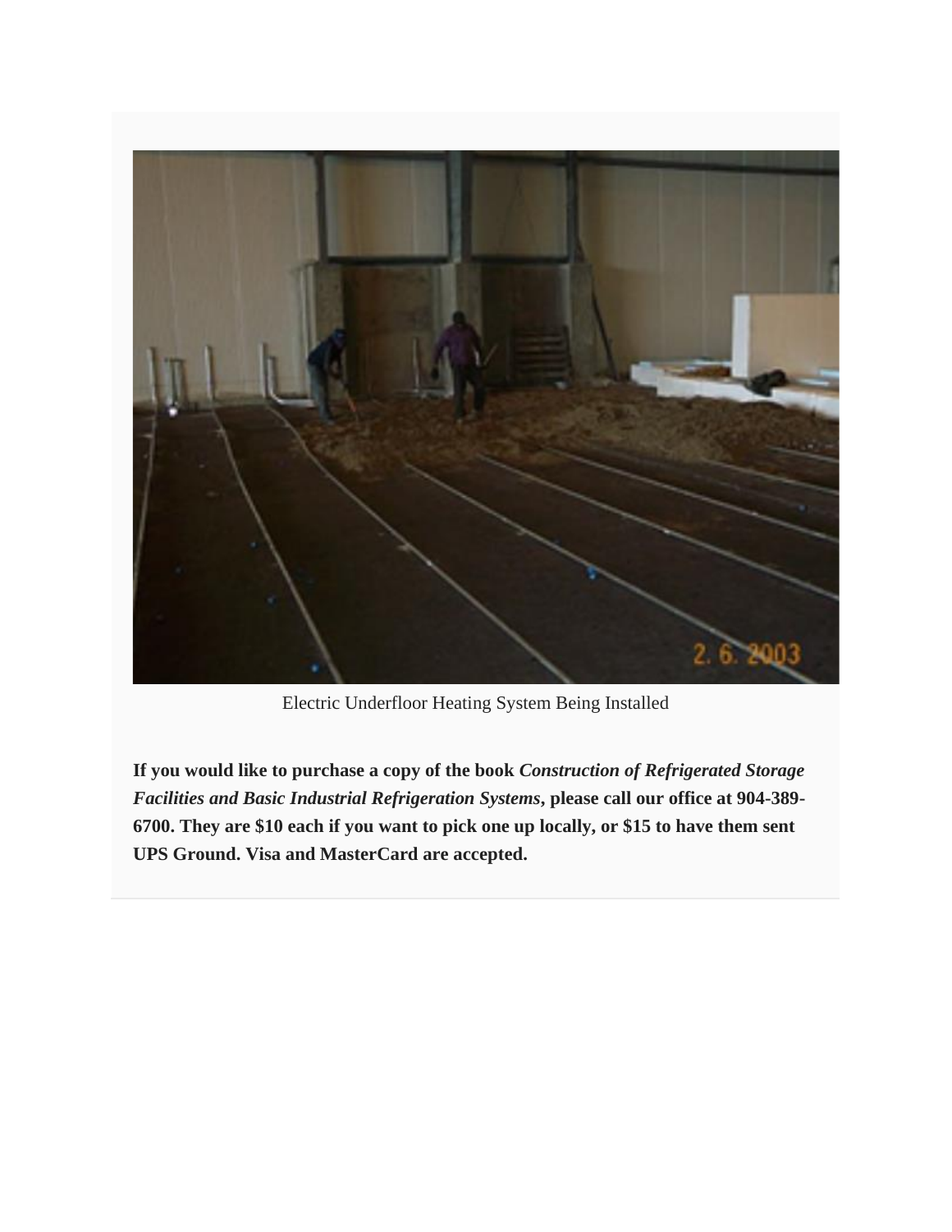Electric Underfloor Heating System Being Installed

**If you would like to purchase a copy of the book *Construction of Refrigerated Storage Facilities and Basic Industrial Refrigeration Systems*, please call our office at 904-389-6700. They are $10 each if you want to pick one up locally, or $15 to have them sent UPS Ground. Visa and MasterCard are accepted.**